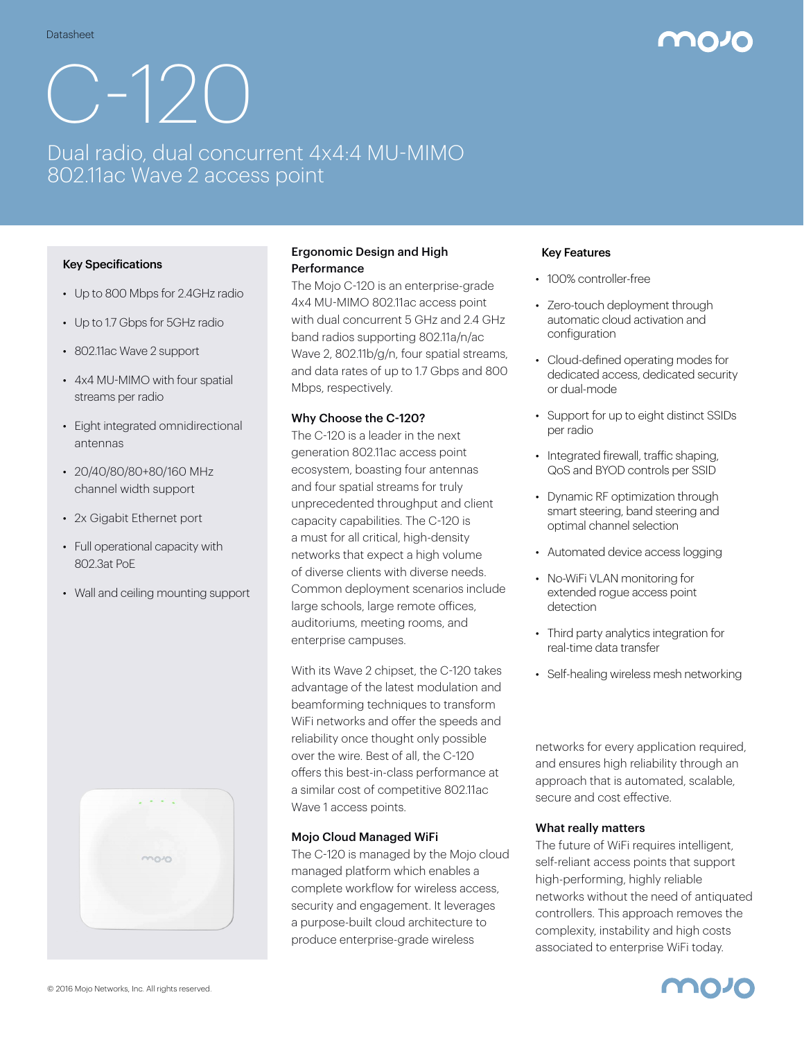Datasheet

# C-120

## Dual radio, dual concurrent 4x4:4 MU-MIMO 802.11ac Wave 2 access point

### Key Specifications

- Up to 800 Mbps for 2.4GHz radio
- Up to 1.7 Gbps for 5GHz radio
- 802.11ac Wave 2 support
- 4x4 MU-MIMO with four spatial streams per radio
- Eight integrated omnidirectional antennas
- 20/40/80/80+80/160 MHz channel width support
- 2x Gigabit Ethernet port
- Full operational capacity with 802.3at PoE
- Wall and ceiling mounting support

### Ergonomic Design and High Performance

The Mojo C-120 is an enterprise-grade 4x4 MU-MIMO 802.11ac access point with dual concurrent 5 GHz and 2.4 GHz band radios supporting 802.11a/n/ac Wave 2, 802.11b/g/n, four spatial streams, and data rates of up to 1.7 Gbps and 800 Mbps, respectively.

### Why Choose the C-120?

The C-120 is a leader in the next generation 802.11ac access point ecosystem, boasting four antennas and four spatial streams for truly unprecedented throughput and client capacity capabilities. The C-120 is a must for all critical, high-density networks that expect a high volume of diverse clients with diverse needs. Common deployment scenarios include large schools, large remote offices, auditoriums, meeting rooms, and enterprise campuses.

With its Wave 2 chipset, the C-120 takes advantage of the latest modulation and beamforming techniques to transform WiFi networks and offer the speeds and reliability once thought only possible over the wire. Best of all, the C-120 offers this best-in-class performance at a similar cost of competitive 802.11ac Wave 1 access points.

### Mojo Cloud Managed WiFi

The C-120 is managed by the Mojo cloud managed platform which enables a complete workflow for wireless access, security and engagement. It leverages a purpose-built cloud architecture to produce enterprise-grade wireless networks for every application required, and ensures high reliability through an approach that is automated, scalable, secure and cost effective.

### What really matters

The future of WiFi requires intelligent, self-reliant access points that support high-performing, highly reliable networks without the need of antiquated controllers. This approach removes the complexity, instability and high costs associated to enterprise WiFi today.

### Key Features

- 100% controller-free
- Zero-touch deployment through automatic cloud activation and configuration
- Cloud-defined operating modes for dedicated access, dedicated security or dual-mode
- Support for up to eight distinct SSIDs per radio
- Integrated firewall, traffic shaping, QoS and BYOD controls per SSID
- Dynamic RF optimization through smart steering, band steering and optimal channel selection
- Automated device access logging
- No-WiFi VLAN monitoring for extended rogue access point detection
- Third party analytics integration for real-time data transfer
- Self-healing wireless mesh networking

© 2016 Mojo Networks, Inc. All rights reserved.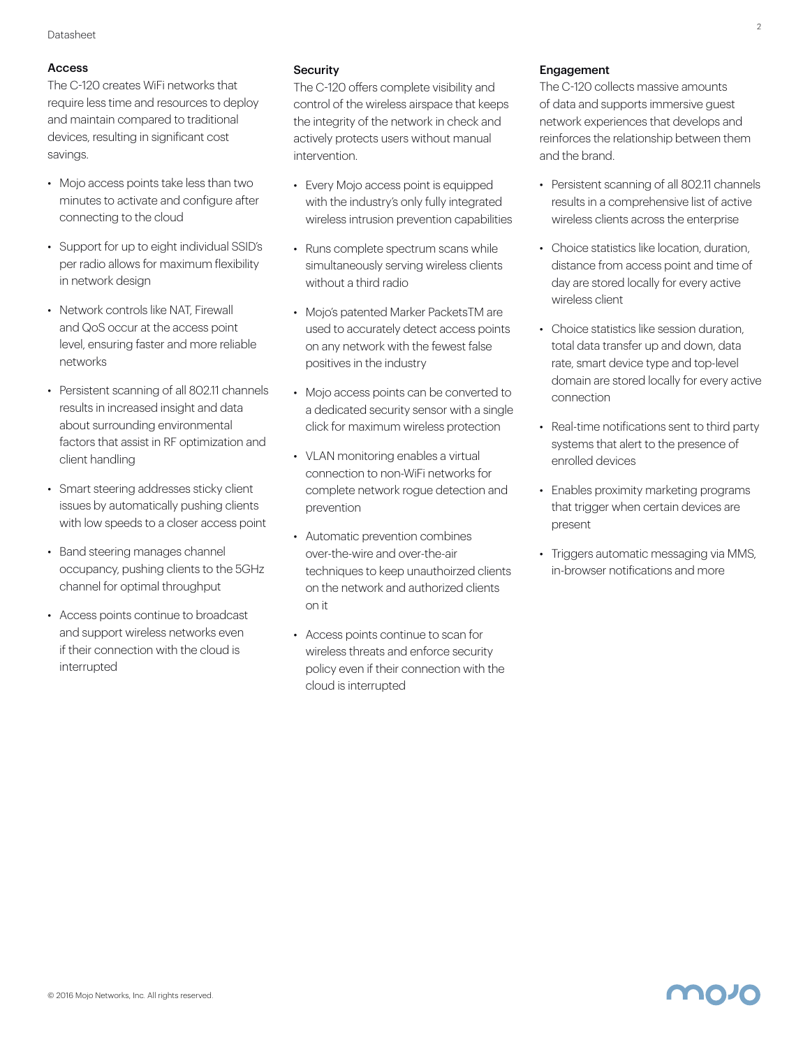## Access

The C-120 creates WiFi networks that require less time and resources to deploy and maintain compared to traditional devices, resulting in significant cost savings.

- Mojo access points take less than two minutes to activate and configure after connecting to the cloud
- Support for up to eight individual SSID's per radio allows for maximum flexibility in network design
- Network controls like NAT, Firewall and QoS occur at the access point level, ensuring faster and more reliable networks
- Persistent scanning of all 802.11 channels results in increased insight and data about surrounding environmental factors that assist in RF optimization and client handling
- Smart steering addresses sticky client issues by automatically pushing clients with low speeds to a closer access point
- Band steering manages channel occupancy, pushing clients to the 5GHz channel for optimal throughput
- Access points continue to broadcast and support wireless networks even if their connection with the cloud is interrupted

## Security

The C-120 offers complete visibility and control of the wireless airspace that keeps the integrity of the network in check and actively protects users without manual intervention.

- Every Mojo access point is equipped with the industry's only fully integrated wireless intrusion prevention capabilities
- Runs complete spectrum scans while simultaneously serving wireless clients without a third radio
- Mojo's patented Marker PacketsTM are used to accurately detect access points on any network with the fewest false positives in the industry
- Mojo access points can be converted to a dedicated security sensor with a single click for maximum wireless protection
- VLAN monitoring enables a virtual connection to non-WiFi networks for complete network rogue detection and prevention
- Automatic prevention combines over-the-wire and over-the-air techniques to keep unauthoirzed clients on the network and authorized clients on it
- Access points continue to scan for wireless threats and enforce security policy even if their connection with the cloud is interrupted

## Engagement

The C-120 collects massive amounts of data and supports immersive guest network experiences that develops and reinforces the relationship between them and the brand.

- Persistent scanning of all 802.11 channels results in a comprehensive list of active wireless clients across the enterprise
- Choice statistics like location, duration, distance from access point and time of day are stored locally for every active wireless client
- Choice statistics like session duration, total data transfer up and down, data rate, smart device type and top-level domain are stored locally for every active connection
- Real-time notifications sent to third party systems that alert to the presence of enrolled devices
- Enables proximity marketing programs that trigger when certain devices are present
- Triggers automatic messaging via MMS, in-browser notifications and more

© 2016 Mojo Networks, Inc. All rights reserved.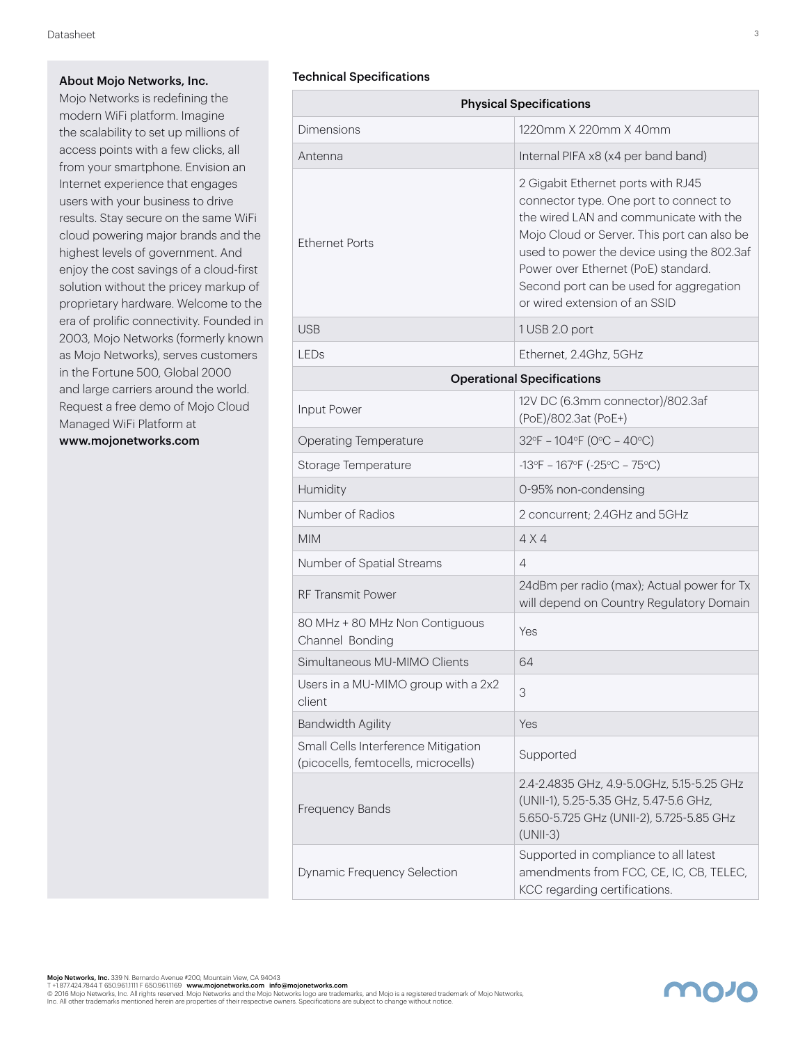## About Mojo Networks, Inc.

Mojo Networks is redefining the modern WiFi platform. Imagine the scalability to set up millions of access points with a few clicks, all from your smartphone. Envision an Internet experience that engages users with your business to drive results. Stay secure on the same WiFi cloud powering major brands and the highest levels of government. And enjoy the cost savings of a cloud-first solution without the pricey markup of proprietary hardware. Welcome to the era of prolific connectivity. Founded in 2003, Mojo Networks (formerly known as Mojo Networks), serves customers in the Fortune 500, Global 2000 and large carriers around the world. Request a free demo of Mojo Cloud Managed WiFi Platform at **www.mojonetworks.com**

## Technical Specifications

| | |
|---|---|
| **Physical Specifications** | |
| Dimensions | 1220mm X 220mm X 40mm |
| Antenna | Internal PIFA x8 (x4 per band band) |
| Ethernet Ports | 2 Gigabit Ethernet ports with RJ45 connector type. One port to connect to the wired LAN and communicate with the Mojo Cloud or Server. This port can also be used to power the device using the 802.3af Power over Ethernet (PoE) standard. Second port can be used for aggregation or wired extension of an SSID |
| USB | 1 USB 2.0 port |
| LEDs | Ethernet, 2.4Ghz, 5GHz |
| **Operational Specifications** | |
| Input Power | 12V DC (6.3mm connector)/802.3af (PoE)/802.3at (PoE+) |
| Operating Temperature | 32ºF – 104ºF (0ºC – 40ºC) |
| Storage Temperature | -13ºF – 167ºF (-25ºC – 75ºC) |
| Humidity | 0-95% non-condensing |
| Number of Radios | 2 concurrent; 2.4GHz and 5GHz |
| MIM | 4 X 4 |
| Number of Spatial Streams | 4 |
| RF Transmit Power | 24dBm per radio (max); Actual power for Tx will depend on Country Regulatory Domain |
| 80 MHz + 80 MHz Non Contiguous Channel Bonding | Yes |
| Simultaneous MU-MIMO Clients | 64 |
| Users in a MU-MIMO group with a 2x2 client | 3 |
| Bandwidth Agility | Yes |
| Small Cells Interference Mitigation (picocells, femtocells, microcells) | Supported |
| Frequency Bands | 2.4-2.4835 GHz, 4.9-5.0GHz, 5.15-5.25 GHz (UNII-1), 5.25-5.35 GHz, 5.47-5.6 GHz, 5.650-5.725 GHz (UNII-2), 5.725-5.85 GHz (UNII-3) |
| Dynamic Frequency Selection | Supported in compliance to all latest amendments from FCC, CE, IC, CB, TELEC, KCC regarding certifications. |

**Mojo Networks, Inc.** 339 N. Bernardo Avenue #200, Mountain View, CA 94043
T +1.877.424.7844 T 650.961.1111 F 650.961.1169 **www.mojonetworks.com info@mojonetworks.com**
© 2016 Mojo Networks, Inc. All rights reserved. Mojo Networks and the Mojo Networks logo are trademarks, and Mojo is a registered trademark of Mojo Networks, Inc. All other trademarks mentioned herein are properties of their respective owners. Specifications are subject to change without notice.